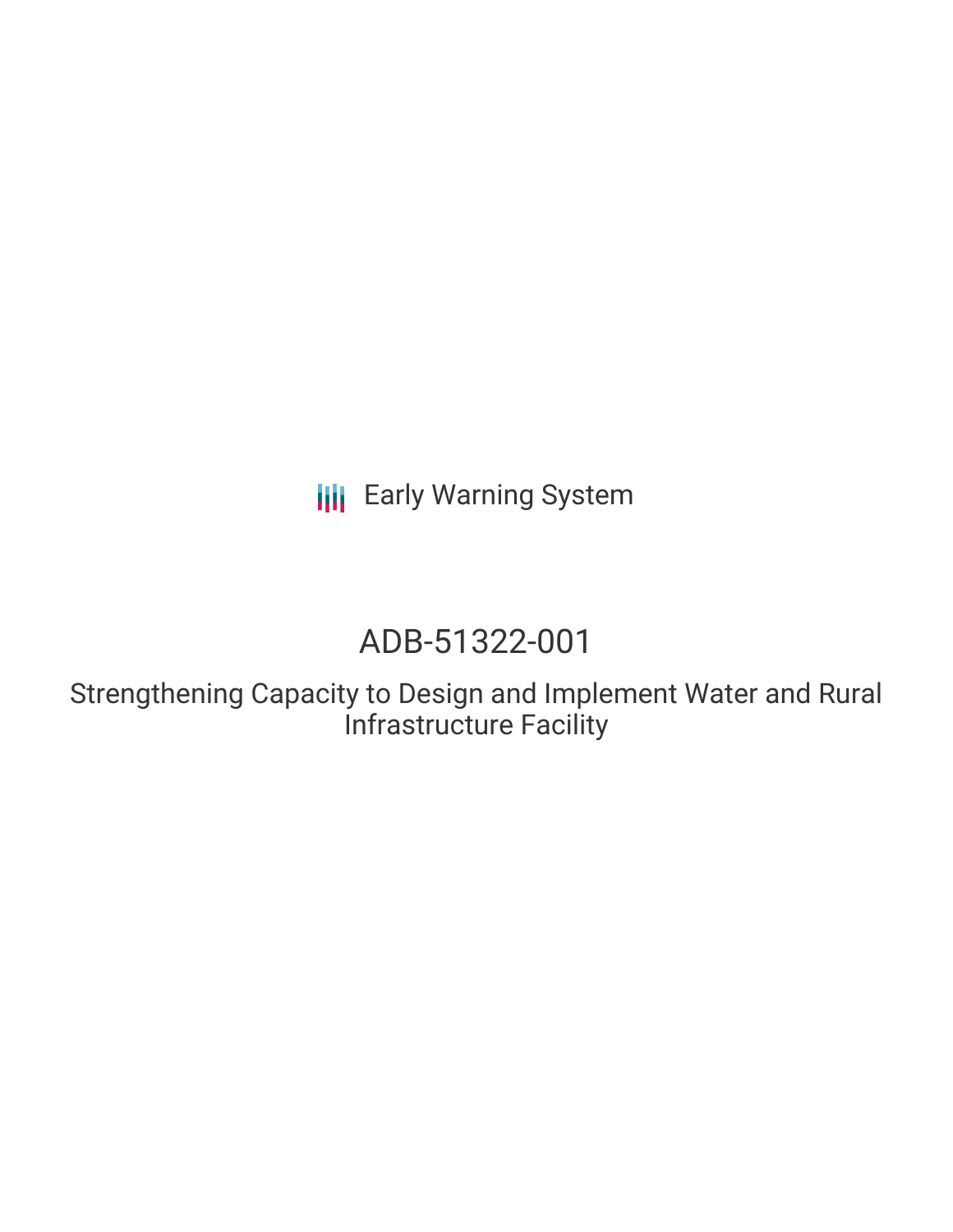Early Warning System

# ADB-51322-001

## Strengthening Capacity to Design and Implement Water and Rural Infrastructure Facility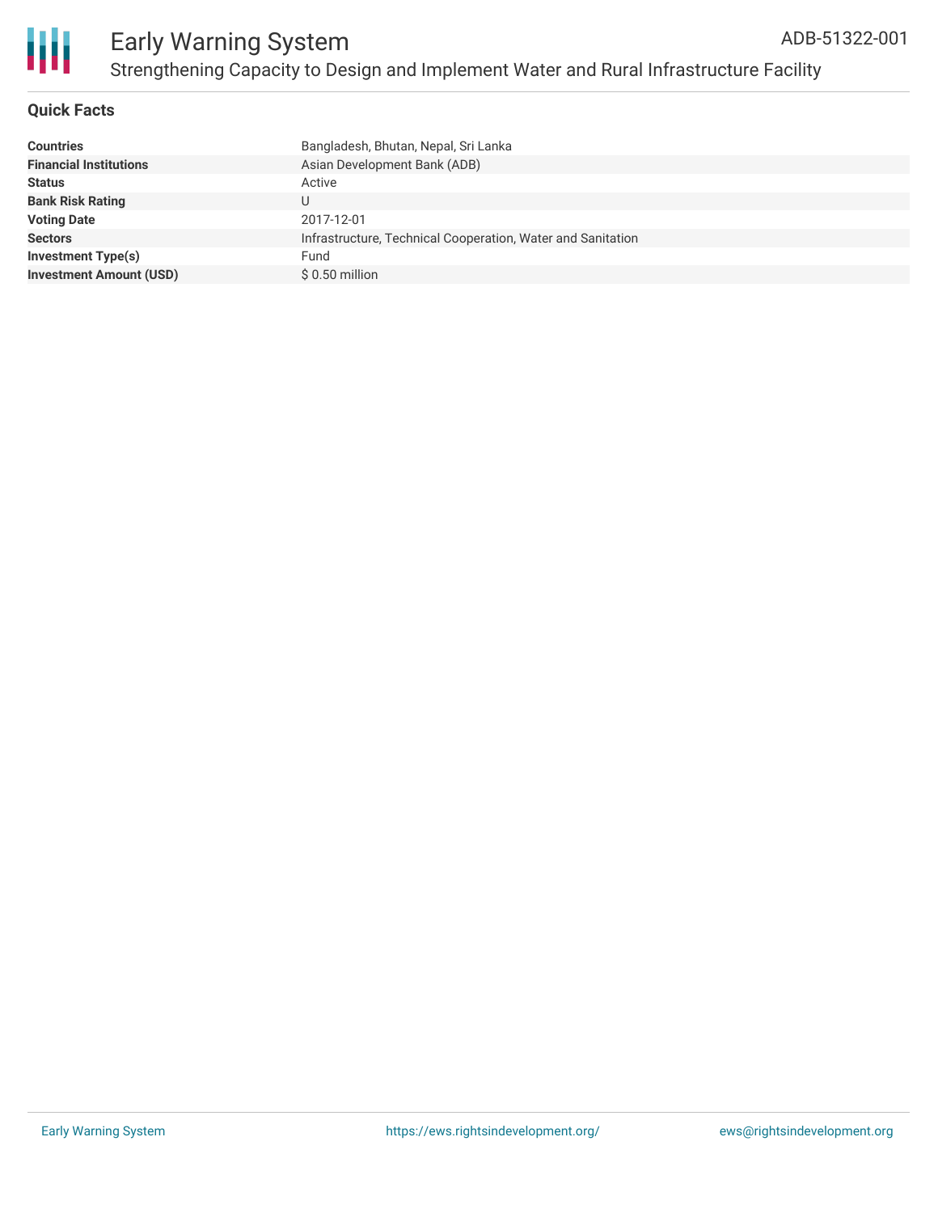# Early Warning System

ADB-51322-001

## Strengthening Capacity to Design and Implement Water and Rural Infrastructure Facility

### Quick Facts

| | |
|---|---|
| **Countries** | Bangladesh, Bhutan, Nepal, Sri Lanka |
| **Financial Institutions** | Asian Development Bank (ADB) |
| **Status** | Active |
| **Bank Risk Rating** | U |
| **Voting Date** | 2017-12-01 |
| **Sectors** | Infrastructure, Technical Cooperation, Water and Sanitation |
| **Investment Type(s)** | Fund |
| **Investment Amount (USD)** | $ 0.50 million |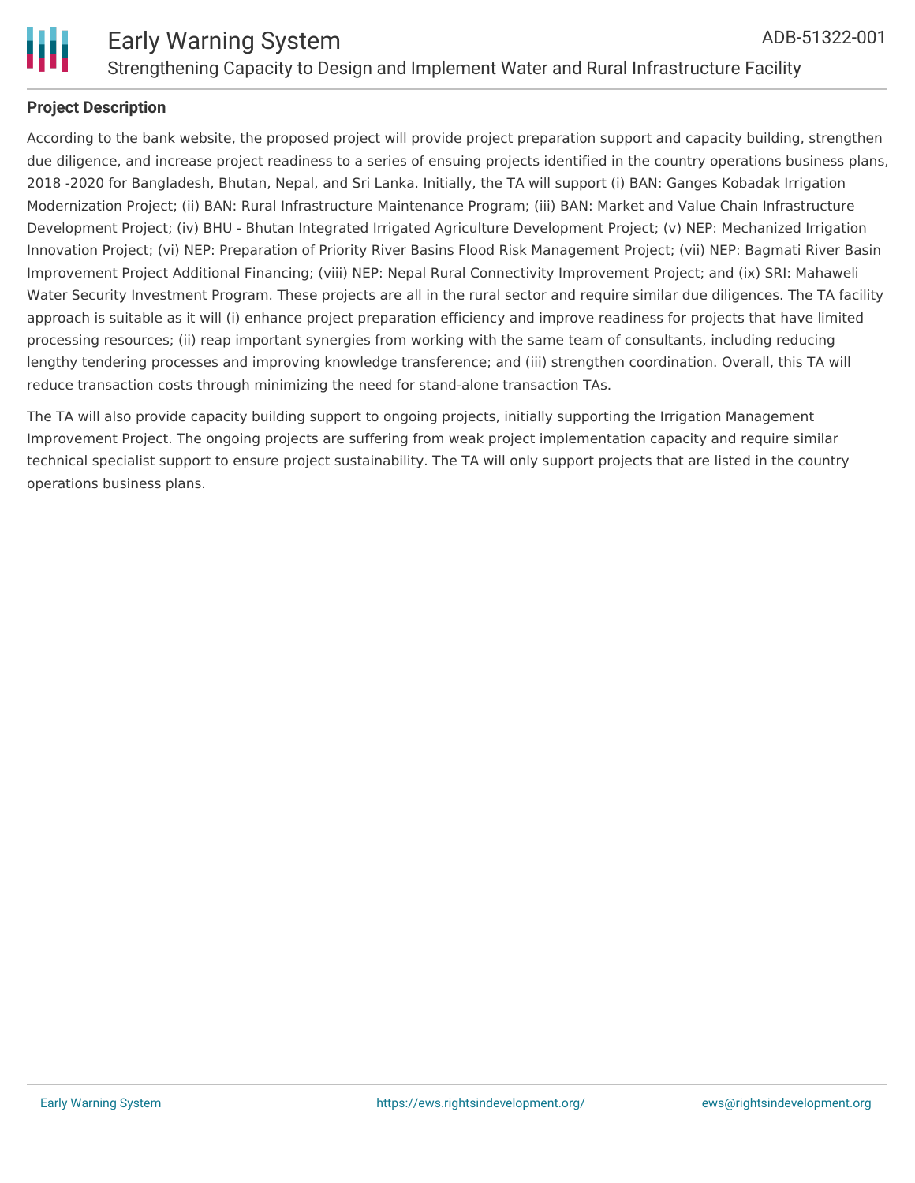## Project Description

According to the bank website, the proposed project will provide project preparation support and capacity building, strengthen due diligence, and increase project readiness to a series of ensuing projects identified in the country operations business plans, 2018 -2020 for Bangladesh, Bhutan, Nepal, and Sri Lanka. Initially, the TA will support (i) BAN: Ganges Kobadak Irrigation Modernization Project; (ii) BAN: Rural Infrastructure Maintenance Program; (iii) BAN: Market and Value Chain Infrastructure Development Project; (iv) BHU - Bhutan Integrated Irrigated Agriculture Development Project; (v) NEP: Mechanized Irrigation Innovation Project; (vi) NEP: Preparation of Priority River Basins Flood Risk Management Project; (vii) NEP: Bagmati River Basin Improvement Project Additional Financing; (viii) NEP: Nepal Rural Connectivity Improvement Project; and (ix) SRI: Mahaweli Water Security Investment Program. These projects are all in the rural sector and require similar due diligences. The TA facility approach is suitable as it will (i) enhance project preparation efficiency and improve readiness for projects that have limited processing resources; (ii) reap important synergies from working with the same team of consultants, including reducing lengthy tendering processes and improving knowledge transference; and (iii) strengthen coordination. Overall, this TA will reduce transaction costs through minimizing the need for stand-alone transaction TAs.

The TA will also provide capacity building support to ongoing projects, initially supporting the Irrigation Management Improvement Project. The ongoing projects are suffering from weak project implementation capacity and require similar technical specialist support to ensure project sustainability. The TA will only support projects that are listed in the country operations business plans.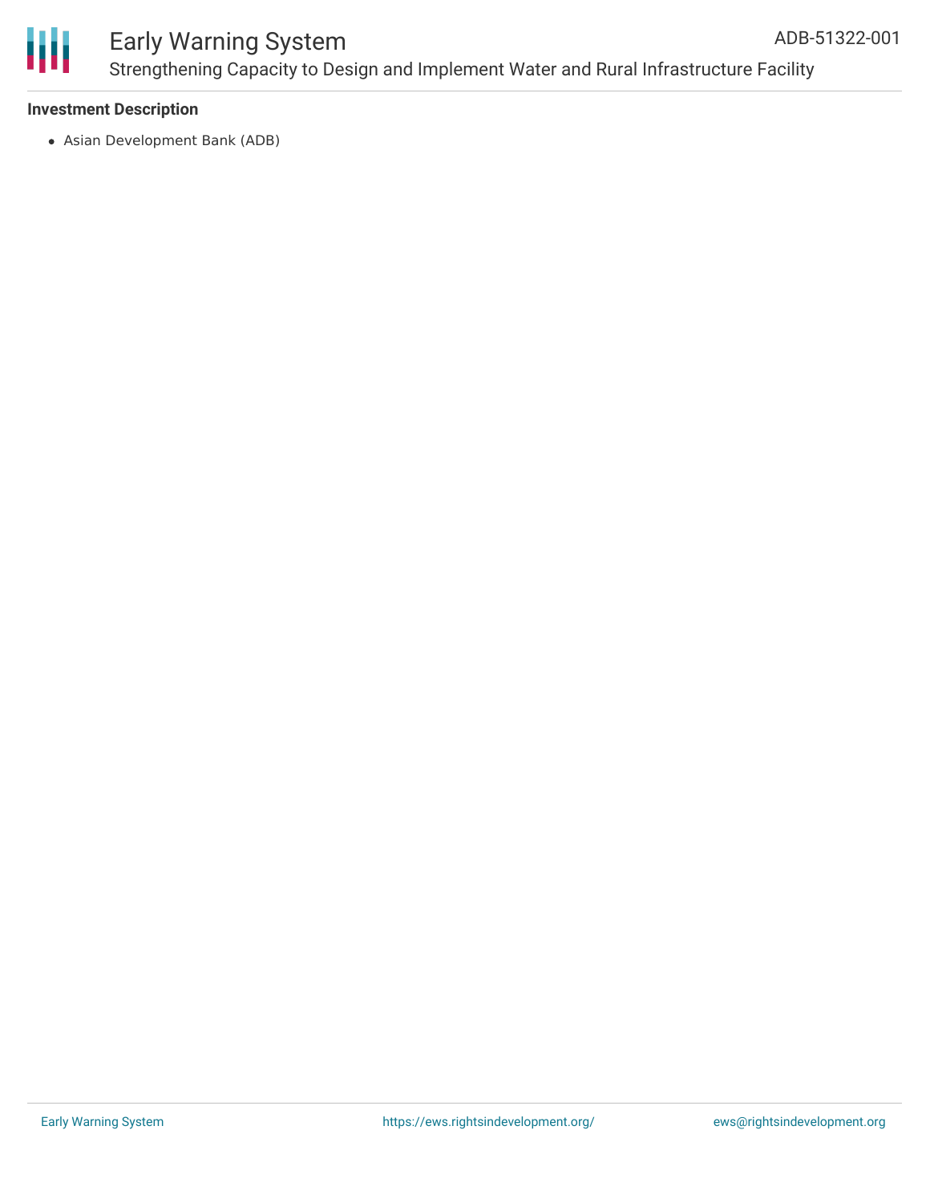**Investment Description**

- Asian Development Bank (ADB)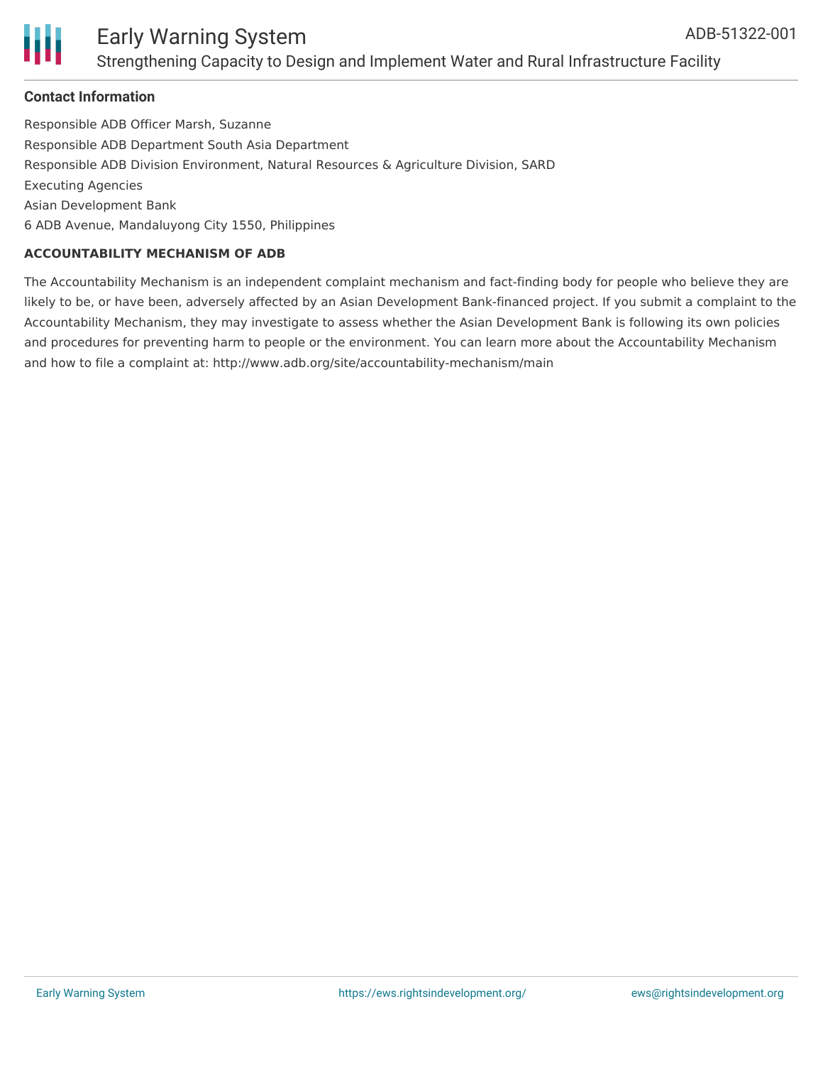**Contact Information**

Responsible ADB Officer Marsh, Suzanne
Responsible ADB Department South Asia Department
Responsible ADB Division Environment, Natural Resources & Agriculture Division, SARD
Executing Agencies
Asian Development Bank
6 ADB Avenue, Mandaluyong City 1550, Philippines

**ACCOUNTABILITY MECHANISM OF ADB**

The Accountability Mechanism is an independent complaint mechanism and fact-finding body for people who believe they are likely to be, or have been, adversely affected by an Asian Development Bank-financed project. If you submit a complaint to the Accountability Mechanism, they may investigate to assess whether the Asian Development Bank is following its own policies and procedures for preventing harm to people or the environment. You can learn more about the Accountability Mechanism and how to file a complaint at: http://www.adb.org/site/accountability-mechanism/main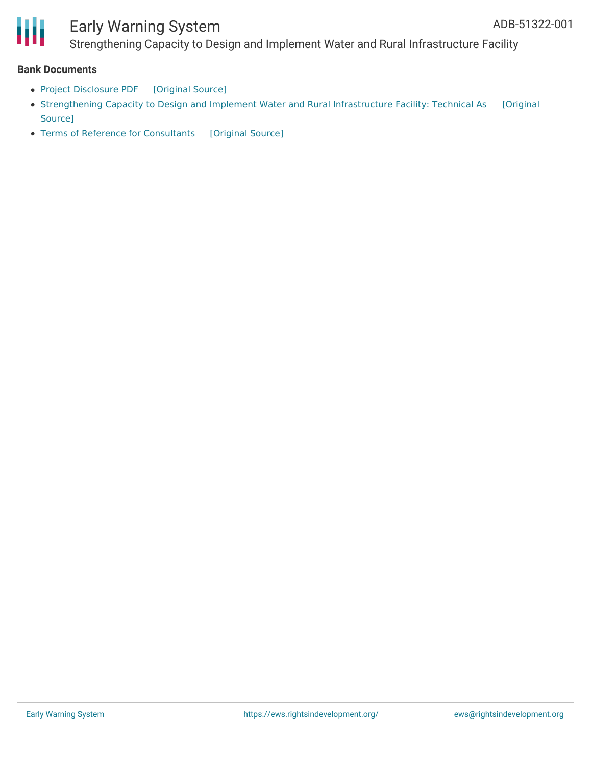### Bank Documents

- Project Disclosure PDF [Original Source]
- Strengthening Capacity to Design and Implement Water and Rural Infrastructure Facility: Technical As [Original Source]
- Terms of Reference for Consultants [Original Source]